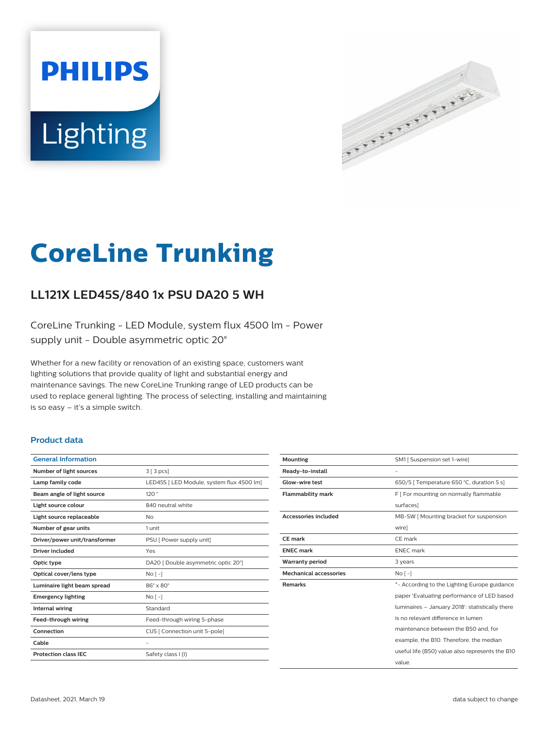# CoreLine Trunking

## LL121X LED45S/840 1x PSU DA20 5 WH

CoreLine Trunking - LED Module, system flux 4500 lm - Power supply unit - Double asymmetric optic 20°

Whether for a new facility or renovation of an existing space, customers want lighting solutions that provide quality of light and substantial energy and maintenance savings. The new CoreLine Trunking range of LED products can be used to replace general lighting. The process of selecting, installing and maintaining is so easy – it's a simple switch.

### Product data

| General Information | |
|---|---|
| Number of light sources | 3 [ 3 pcs] |
| Lamp family code | LED45S [ LED Module, system flux 4500 lm] |
| Beam angle of light source | 120 ° |
| Light source colour | 840 neutral white |
| Light source replaceable | No |
| Number of gear units | 1 unit |
| Driver/power unit/transformer | PSU [ Power supply unit] |
| Driver included | Yes |
| Optic type | DA20 [ Double asymmetric optic 20°] |
| Optical cover/lens type | No [ -] |
| Luminaire light beam spread | 86° x 80° |
| Emergency lighting | No [ -] |
| Internal wiring | Standard |
| Feed-through wiring | Feed-through wiring 5-phase |
| Connection | CU5 [ Connection unit 5-pole] |
| Cable | - |
| Protection class IEC | Safety class I (I) |
| Mounting | SM1 [ Suspension set 1-wire] |
| Ready-to-install | - |
| Glow-wire test | 650/5 [ Temperature 650 °C, duration 5 s] |
| Flammability mark | F [ For mounting on normally flammable surfaces] |
| Accessories included | MB-SW [ Mounting bracket for suspension wire] |
| CE mark | CE mark |
| ENEC mark | ENEC mark |
| Warranty period | 3 years |
| Mechanical accessories | No [ -] |
| Remarks | *- According to the Lighting Europe guidance paper 'Evaluating performance of LED based luminaires – January 2018': statistically there is no relevant difference in lumen maintenance between the B50 and, for example, the B10. Therefore, the median useful life (B50) value also represents the B10 value. |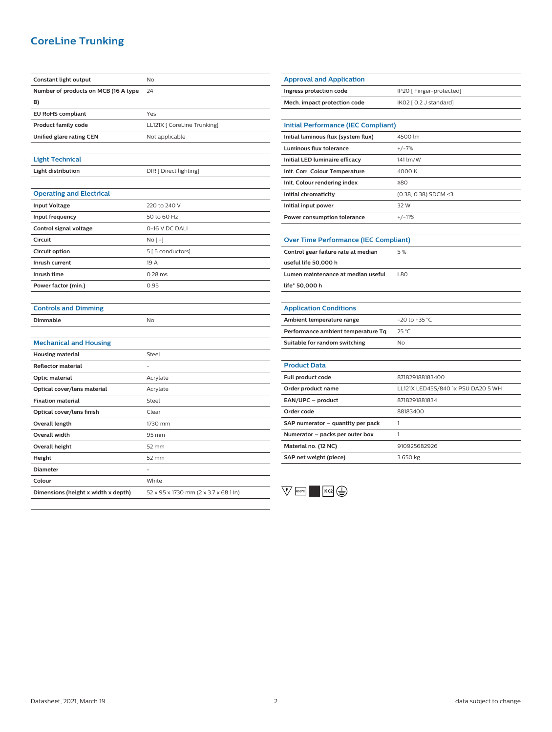# CoreLine Trunking

| | |
|---|---|
| Constant light output | No |
| Number of products on MCB (16 A type B) | 24 |
| EU RoHS compliant | Yes |
| Product family code | LL121X [ CoreLine Trunking] |
| Unified glare rating CEN | Not applicable |

## Light Technical

| | |
|---|---|
| Light distribution | DIR [ Direct lighting] |

## Operating and Electrical

| | |
|---|---|
| Input Voltage | 220 to 240 V |
| Input frequency | 50 to 60 Hz |
| Control signal voltage | 0-16 V DC DALI |
| Circuit | No [ -] |
| Circuit option | 5 [ 5 conductors] |
| Inrush current | 19 A |
| Inrush time | 0.28 ms |
| Power factor (min.) | 0.95 |

## Controls and Dimming

| | |
|---|---|
| Dimmable | No |

## Mechanical and Housing

| | |
|---|---|
| Housing material | Steel |
| Reflector material | - |
| Optic material | Acrylate |
| Optical cover/lens material | Acrylate |
| Fixation material | Steel |
| Optical cover/lens finish | Clear |
| Overall length | 1730 mm |
| Overall width | 95 mm |
| Overall height | 52 mm |
| Height | 52 mm |
| Diameter | - |
| Colour | White |
| Dimensions (height x width x depth) | 52 x 95 x 1730 mm (2 x 3.7 x 68.1 in) |

## Approval and Application

| | |
|---|---|
| Ingress protection code | IP20 [ Finger-protected] |
| Mech. impact protection code | IK02 [ 0.2 J standard] |

## Initial Performance (IEC Compliant)

| | |
|---|---|
| Initial luminous flux (system flux) | 4500 lm |
| Luminous flux tolerance | +/-7% |
| Initial LED luminaire efficacy | 141 lm/W |
| Init. Corr. Colour Temperature | 4000 K |
| Init. Colour rendering index | ≥80 |
| Initial chromaticity | (0.38, 0.38) SDCM <3 |
| Initial input power | 32 W |
| Power consumption tolerance | +/-11% |

## Over Time Performance (IEC Compliant)

| | |
|---|---|
| Control gear failure rate at median useful life 50,000 h | 5 % |
| Lumen maintenance at median useful life* 50,000 h | L80 |

## Application Conditions

| | |
|---|---|
| Ambient temperature range | -20 to +35 °C |
| Performance ambient temperature Tq | 25 °C |
| Suitable for random switching | No |

## Product Data

| | |
|---|---|
| Full product code | 871829188183400 |
| Order product name | LL121X LED45S/840 1x PSU DA20 5 WH |
| EAN/UPC – product | 8718291881834 |
| Order code | 88183400 |
| SAP numerator – quantity per pack | 1 |
| Numerator – packs per outer box | 1 |
| Material no. (12 NC) | 910925682926 |
| SAP net weight (piece) | 3.650 kg |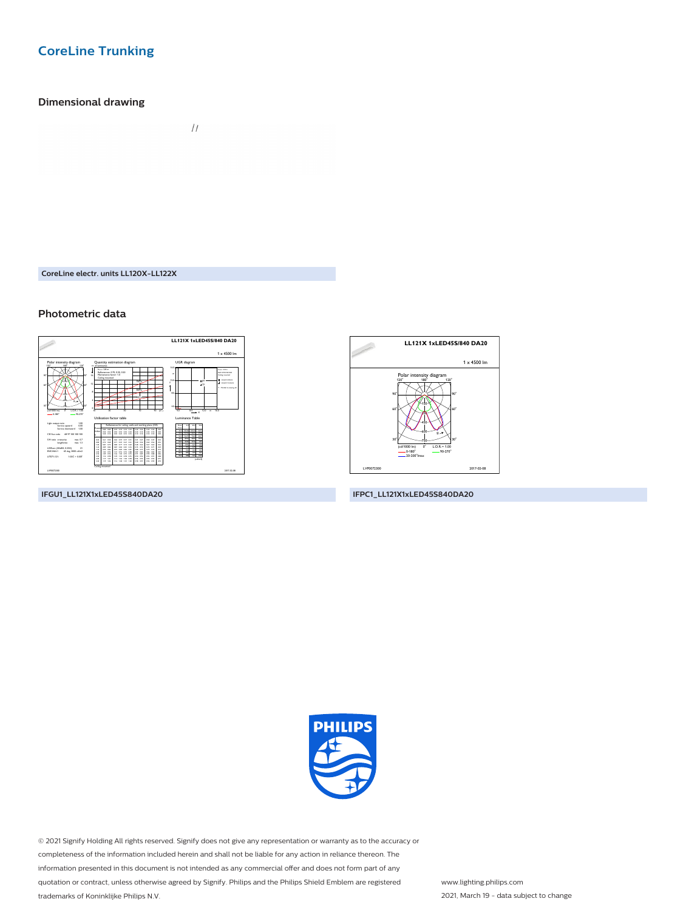# CoreLine Trunking

## Dimensional drawing

CoreLine electr. units LL120X-LL122X

## Photometric data

LL121X 1xLED45S/840 DA20

1 x 4500 lm

IFGU1_LL121X1xLED45S840DA20

LL121X 1xLED45S/840 DA20

1 x 4500 lm

Polar intensity diagram

(cd/1000 lm) 0° L.O.R.= 1.00

0-180°

90-270°

20-200°Imax

LVP0072300

2017-02-08

IFPC1_LL121X1xLED45S840DA20

© 2021 Signify Holding All rights reserved. Signify does not give any representation or warranty as to the accuracy or completeness of the information included herein and shall not be liable for any action in reliance thereon. The information presented in this document is not intended as any commercial offer and does not form part of any quotation or contract, unless otherwise agreed by Signify. Philips and the Philips Shield Emblem are registered trademarks of Koninklijke Philips N.V.

www.lighting.philips.com

2021, March 19 - data subject to change